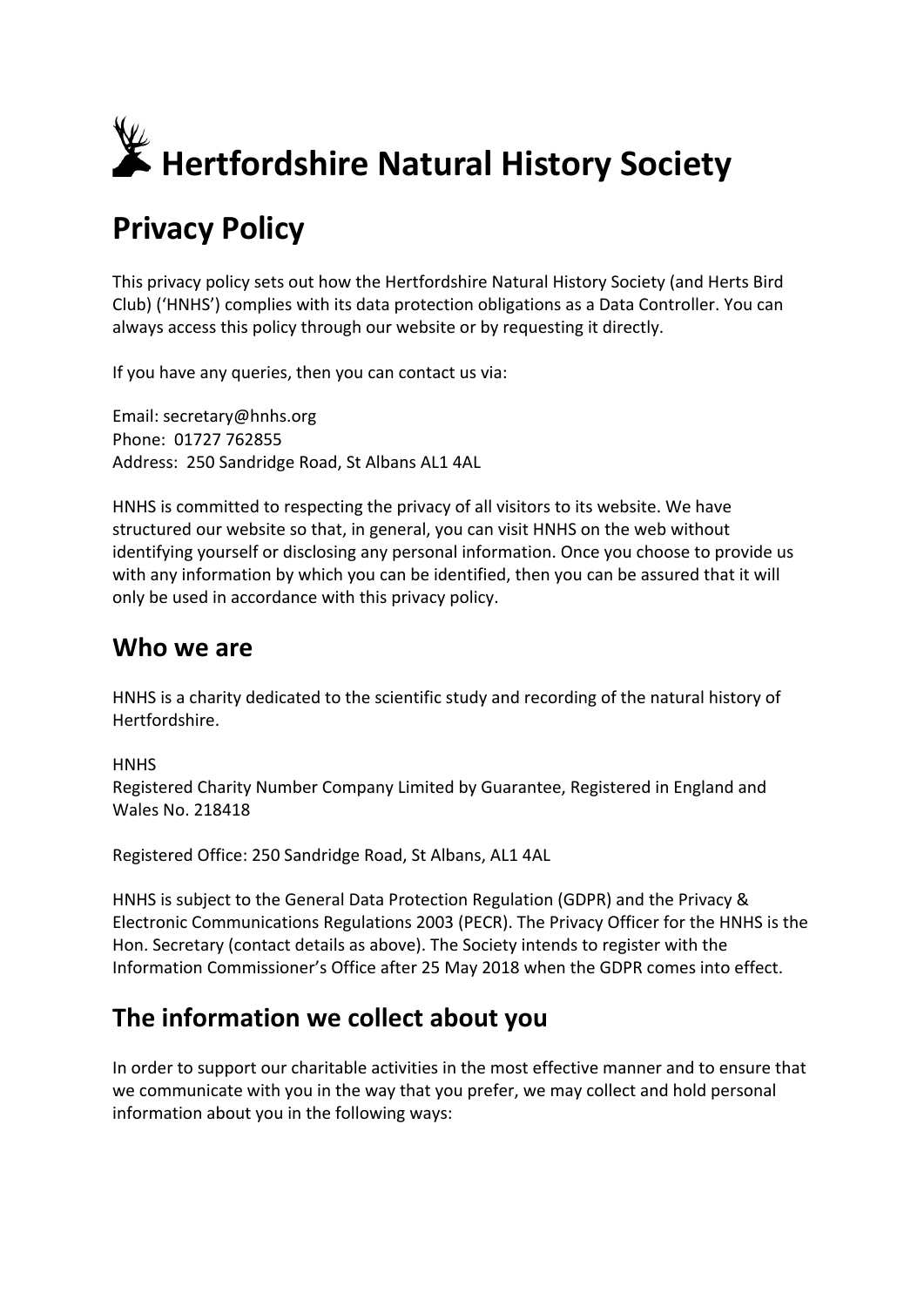# Hertfordshire Natural History Society

# Privacy Policy

This privacy policy sets out how the Hertfordshire Natural History Society (and Herts Bird Club) ('HNHS') complies with its data protection obligations as a Data Controller. You can always access this policy through our website or by requesting it directly.

If you have any queries, then you can contact us via:

Email: secretary@hnhs.org
Phone: 01727 762855
Address: 250 Sandridge Road, St Albans AL1 4AL

HNHS is committed to respecting the privacy of all visitors to its website. We have structured our website so that, in general, you can visit HNHS on the web without identifying yourself or disclosing any personal information. Once you choose to provide us with any information by which you can be identified, then you can be assured that it will only be used in accordance with this privacy policy.

## Who we are

HNHS is a charity dedicated to the scientific study and recording of the natural history of Hertfordshire.

HNHS
Registered Charity Number Company Limited by Guarantee, Registered in England and Wales No. 218418

Registered Office: 250 Sandridge Road, St Albans, AL1 4AL

HNHS is subject to the General Data Protection Regulation (GDPR) and the Privacy & Electronic Communications Regulations 2003 (PECR). The Privacy Officer for the HNHS is the Hon. Secretary (contact details as above). The Society intends to register with the Information Commissioner's Office after 25 May 2018 when the GDPR comes into effect.

## The information we collect about you

In order to support our charitable activities in the most effective manner and to ensure that we communicate with you in the way that you prefer, we may collect and hold personal information about you in the following ways: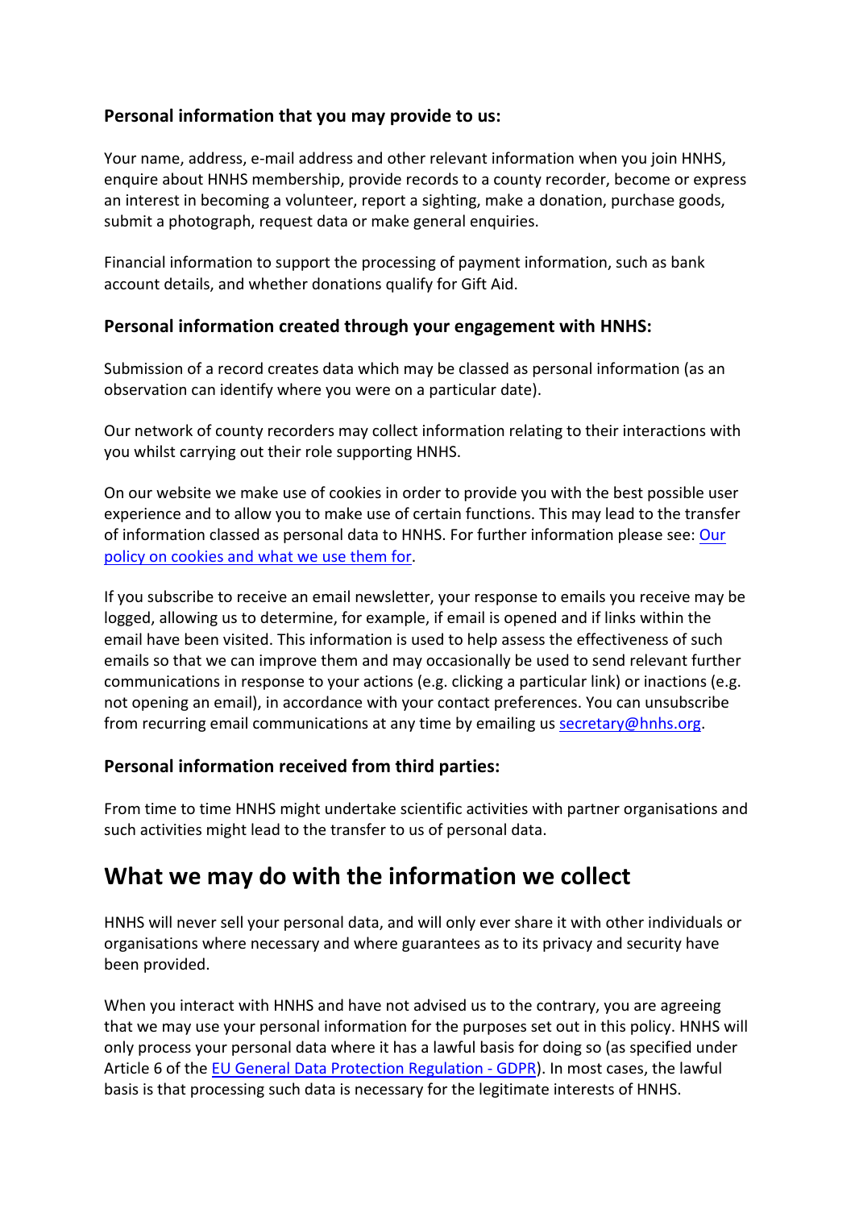### Personal information that you may provide to us:

Your name, address, e-mail address and other relevant information when you join HNHS, enquire about HNHS membership, provide records to a county recorder, become or express an interest in becoming a volunteer, report a sighting, make a donation, purchase goods, submit a photograph, request data or make general enquiries.

Financial information to support the processing of payment information, such as bank account details, and whether donations qualify for Gift Aid.

### Personal information created through your engagement with HNHS:

Submission of a record creates data which may be classed as personal information (as an observation can identify where you were on a particular date).

Our network of county recorders may collect information relating to their interactions with you whilst carrying out their role supporting HNHS.

On our website we make use of cookies in order to provide you with the best possible user experience and to allow you to make use of certain functions. This may lead to the transfer of information classed as personal data to HNHS. For further information please see: Our policy on cookies and what we use them for.

If you subscribe to receive an email newsletter, your response to emails you receive may be logged, allowing us to determine, for example, if email is opened and if links within the email have been visited. This information is used to help assess the effectiveness of such emails so that we can improve them and may occasionally be used to send relevant further communications in response to your actions (e.g. clicking a particular link) or inactions (e.g. not opening an email), in accordance with your contact preferences. You can unsubscribe from recurring email communications at any time by emailing us secretary@hnhs.org.

### Personal information received from third parties:

From time to time HNHS might undertake scientific activities with partner organisations and such activities might lead to the transfer to us of personal data.

## What we may do with the information we collect

HNHS will never sell your personal data, and will only ever share it with other individuals or organisations where necessary and where guarantees as to its privacy and security have been provided.

When you interact with HNHS and have not advised us to the contrary, you are agreeing that we may use your personal information for the purposes set out in this policy. HNHS will only process your personal data where it has a lawful basis for doing so (as specified under Article 6 of the EU General Data Protection Regulation - GDPR). In most cases, the lawful basis is that processing such data is necessary for the legitimate interests of HNHS.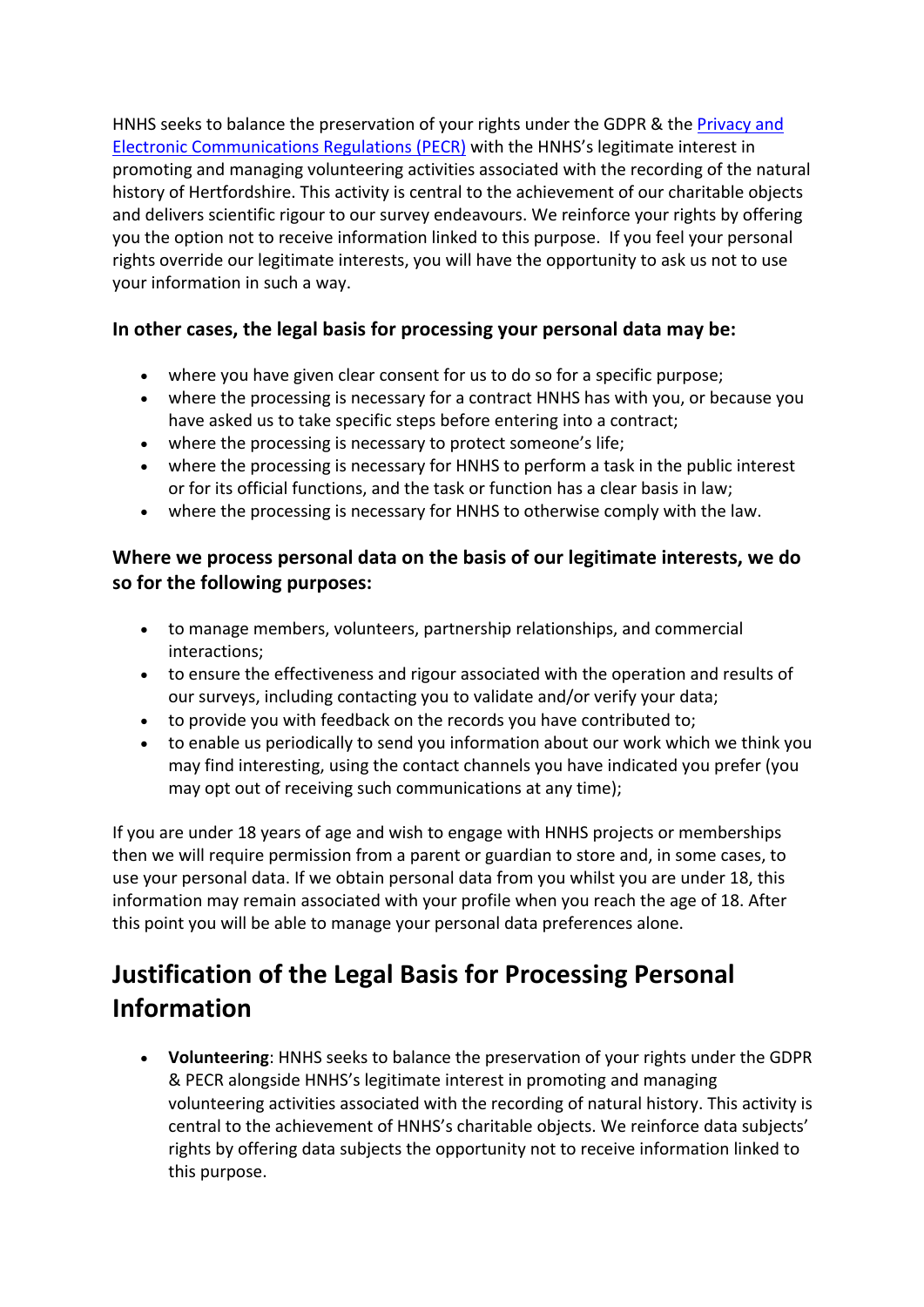HNHS seeks to balance the preservation of your rights under the GDPR & the [Privacy and Electronic Communications Regulations (PECR)] with the HNHS's legitimate interest in promoting and managing volunteering activities associated with the recording of the natural history of Hertfordshire. This activity is central to the achievement of our charitable objects and delivers scientific rigour to our survey endeavours. We reinforce your rights by offering you the option not to receive information linked to this purpose. If you feel your personal rights override our legitimate interests, you will have the opportunity to ask us not to use your information in such a way.

### In other cases, the legal basis for processing your personal data may be:

- where you have given clear consent for us to do so for a specific purpose;
- where the processing is necessary for a contract HNHS has with you, or because you have asked us to take specific steps before entering into a contract;
- where the processing is necessary to protect someone's life;
- where the processing is necessary for HNHS to perform a task in the public interest or for its official functions, and the task or function has a clear basis in law;
- where the processing is necessary for HNHS to otherwise comply with the law.

### Where we process personal data on the basis of our legitimate interests, we do so for the following purposes:

- to manage members, volunteers, partnership relationships, and commercial interactions;
- to ensure the effectiveness and rigour associated with the operation and results of our surveys, including contacting you to validate and/or verify your data;
- to provide you with feedback on the records you have contributed to;
- to enable us periodically to send you information about our work which we think you may find interesting, using the contact channels you have indicated you prefer (you may opt out of receiving such communications at any time);

If you are under 18 years of age and wish to engage with HNHS projects or memberships then we will require permission from a parent or guardian to store and, in some cases, to use your personal data. If we obtain personal data from you whilst you are under 18, this information may remain associated with your profile when you reach the age of 18. After this point you will be able to manage your personal data preferences alone.

## Justification of the Legal Basis for Processing Personal Information

- **Volunteering**: HNHS seeks to balance the preservation of your rights under the GDPR & PECR alongside HNHS's legitimate interest in promoting and managing volunteering activities associated with the recording of natural history. This activity is central to the achievement of HNHS's charitable objects. We reinforce data subjects' rights by offering data subjects the opportunity not to receive information linked to this purpose.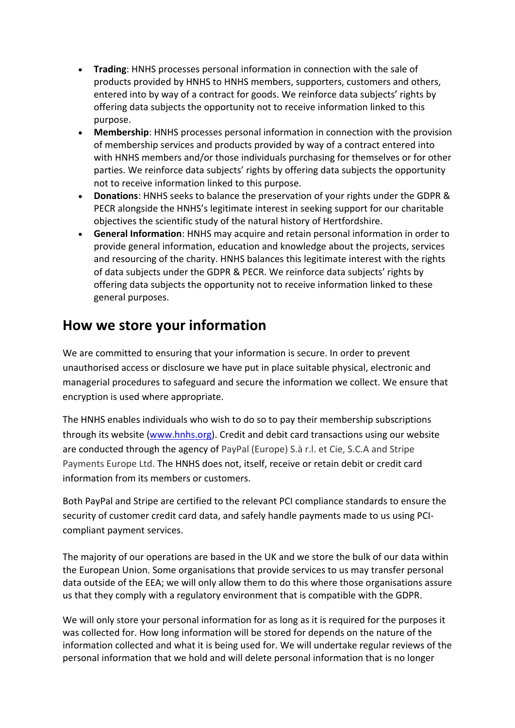- **Trading**: HNHS processes personal information in connection with the sale of products provided by HNHS to HNHS members, supporters, customers and others, entered into by way of a contract for goods. We reinforce data subjects' rights by offering data subjects the opportunity not to receive information linked to this purpose.
- **Membership**: HNHS processes personal information in connection with the provision of membership services and products provided by way of a contract entered into with HNHS members and/or those individuals purchasing for themselves or for other parties. We reinforce data subjects' rights by offering data subjects the opportunity not to receive information linked to this purpose.
- **Donations**: HNHS seeks to balance the preservation of your rights under the GDPR & PECR alongside the HNHS's legitimate interest in seeking support for our charitable objectives the scientific study of the natural history of Hertfordshire.
- **General Information**: HNHS may acquire and retain personal information in order to provide general information, education and knowledge about the projects, services and resourcing of the charity. HNHS balances this legitimate interest with the rights of data subjects under the GDPR & PECR. We reinforce data subjects' rights by offering data subjects the opportunity not to receive information linked to these general purposes.

## How we store your information

We are committed to ensuring that your information is secure. In order to prevent unauthorised access or disclosure we have put in place suitable physical, electronic and managerial procedures to safeguard and secure the information we collect. We ensure that encryption is used where appropriate.

The HNHS enables individuals who wish to do so to pay their membership subscriptions through its website ([www.hnhs.org](http://www.hnhs.org)). Credit and debit card transactions using our website are conducted through the agency of PayPal (Europe) S.à r.l. et Cie, S.C.A and Stripe Payments Europe Ltd. The HNHS does not, itself, receive or retain debit or credit card information from its members or customers.

Both PayPal and Stripe are certified to the relevant PCI compliance standards to ensure the security of customer credit card data, and safely handle payments made to us using PCI-compliant payment services.

The majority of our operations are based in the UK and we store the bulk of our data within the European Union. Some organisations that provide services to us may transfer personal data outside of the EEA; we will only allow them to do this where those organisations assure us that they comply with a regulatory environment that is compatible with the GDPR.

We will only store your personal information for as long as it is required for the purposes it was collected for. How long information will be stored for depends on the nature of the information collected and what it is being used for. We will undertake regular reviews of the personal information that we hold and will delete personal information that is no longer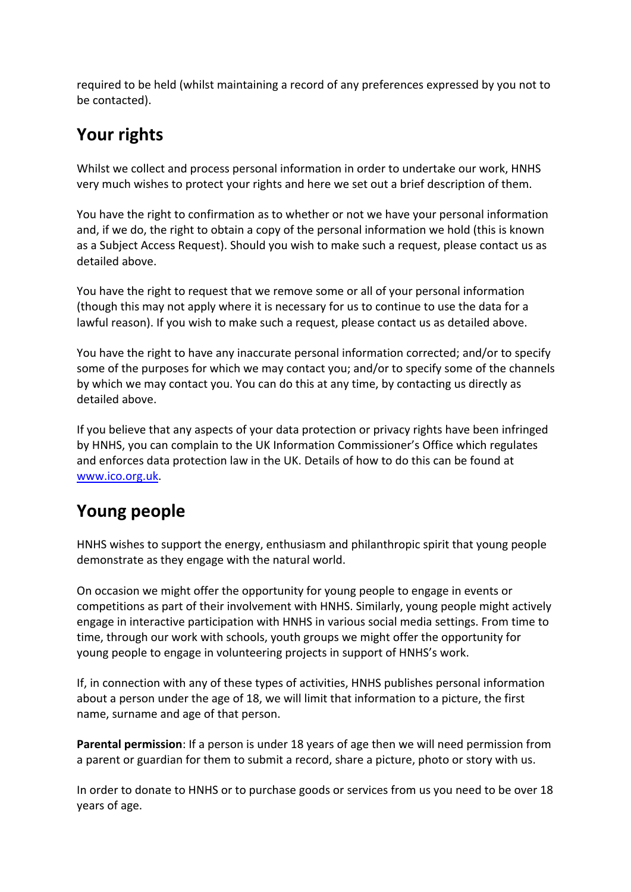required to be held (whilst maintaining a record of any preferences expressed by you not to be contacted).

## Your rights

Whilst we collect and process personal information in order to undertake our work, HNHS very much wishes to protect your rights and here we set out a brief description of them.

You have the right to confirmation as to whether or not we have your personal information and, if we do, the right to obtain a copy of the personal information we hold (this is known as a Subject Access Request). Should you wish to make such a request, please contact us as detailed above.

You have the right to request that we remove some or all of your personal information (though this may not apply where it is necessary for us to continue to use the data for a lawful reason). If you wish to make such a request, please contact us as detailed above.

You have the right to have any inaccurate personal information corrected; and/or to specify some of the purposes for which we may contact you; and/or to specify some of the channels by which we may contact you. You can do this at any time, by contacting us directly as detailed above.

If you believe that any aspects of your data protection or privacy rights have been infringed by HNHS, you can complain to the UK Information Commissioner's Office which regulates and enforces data protection law in the UK. Details of how to do this can be found at [www.ico.org.uk](http://www.ico.org.uk).

## Young people

HNHS wishes to support the energy, enthusiasm and philanthropic spirit that young people demonstrate as they engage with the natural world.

On occasion we might offer the opportunity for young people to engage in events or competitions as part of their involvement with HNHS. Similarly, young people might actively engage in interactive participation with HNHS in various social media settings. From time to time, through our work with schools, youth groups we might offer the opportunity for young people to engage in volunteering projects in support of HNHS's work.

If, in connection with any of these types of activities, HNHS publishes personal information about a person under the age of 18, we will limit that information to a picture, the first name, surname and age of that person.

**Parental permission**: If a person is under 18 years of age then we will need permission from a parent or guardian for them to submit a record, share a picture, photo or story with us.

In order to donate to HNHS or to purchase goods or services from us you need to be over 18 years of age.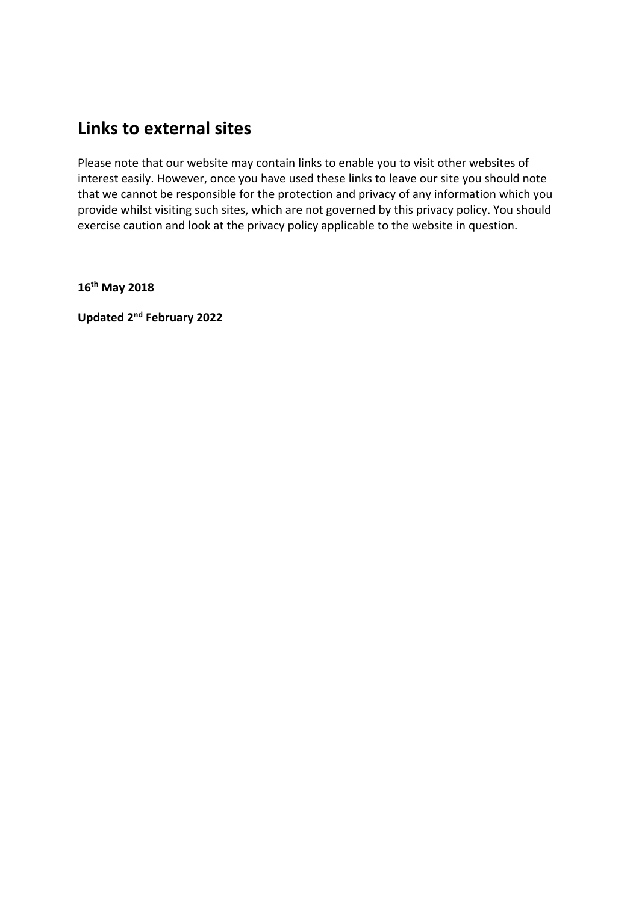## Links to external sites

Please note that our website may contain links to enable you to visit other websites of interest easily. However, once you have used these links to leave our site you should note that we cannot be responsible for the protection and privacy of any information which you provide whilst visiting such sites, which are not governed by this privacy policy. You should exercise caution and look at the privacy policy applicable to the website in question.

**16th May 2018**

**Updated 2nd February 2022**